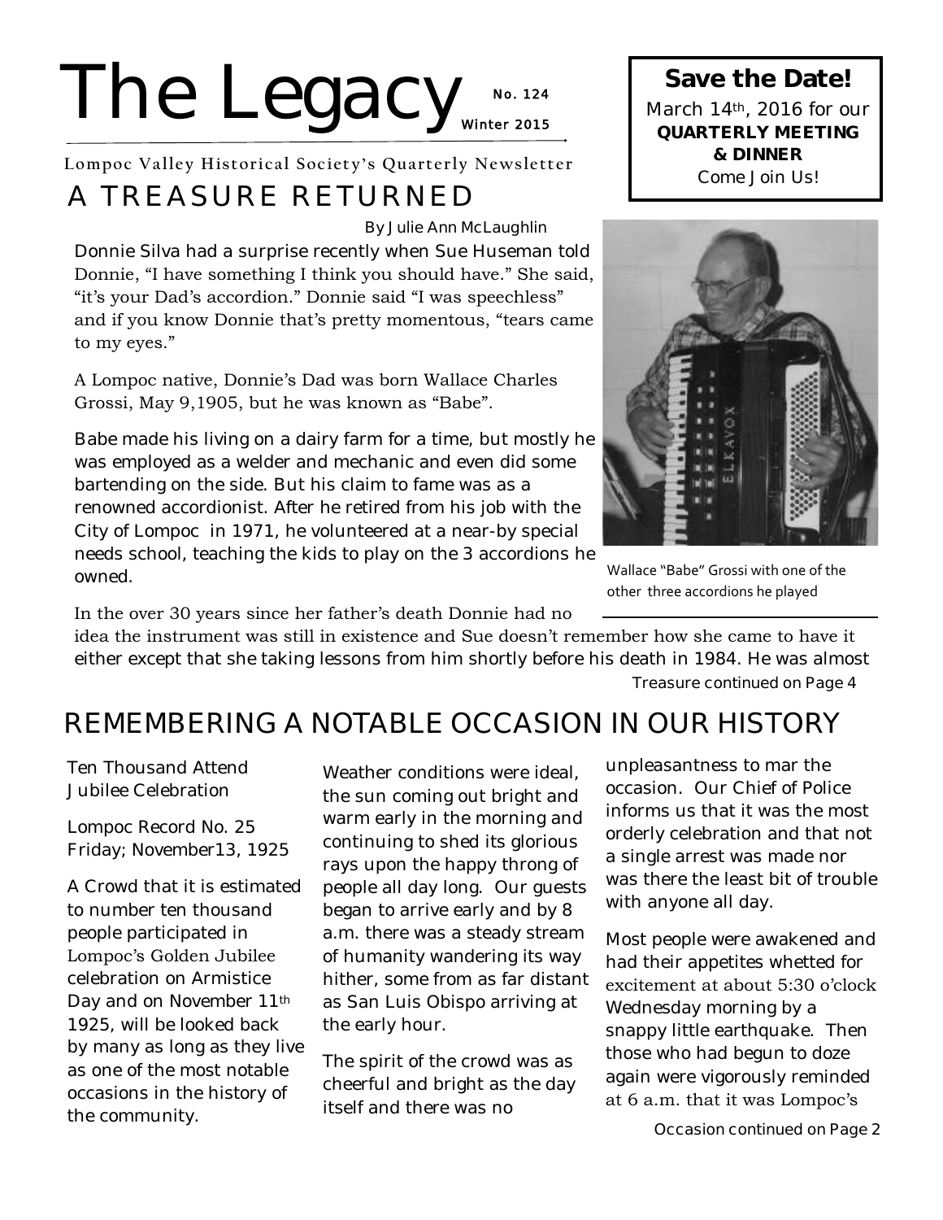# The Legacy

No. 124
Winter 2015

Lompoc Valley Historical Society's Quarterly Newsletter

**Save the Date!**

March 14th, 2016 for our **QUARTERLY MEETING & DINNER**

Come Join Us!

## A TREASURE RETURNED

By Julie Ann McLaughlin

Donnie Silva had a surprise recently when Sue Huseman told Donnie, "I have something I think you should have." She said, "it's your Dad's accordion." Donnie said "I was speechless" and if you know Donnie that's pretty momentous, "tears came to my eyes."

A Lompoc native, Donnie's Dad was born Wallace Charles Grossi, May 9,1905, but he was known as "Babe".

Babe made his living on a dairy farm for a time, but mostly he was employed as a welder and mechanic and even did some bartending on the side. But his claim to fame was as a renowned accordionist. After he retired from his job with the City of Lompoc in 1971, he volunteered at a near-by special needs school, teaching the kids to play on the 3 accordions he owned.

Wallace "Babe" Grossi with one of the other three accordions he played

In the over 30 years since her father's death Donnie had no idea the instrument was still in existence and Sue doesn't remember how she came to have it either except that she taking lessons from him shortly before his death in 1984. He was almost

Treasure continued on Page 4

## REMEMBERING A NOTABLE OCCASION IN OUR HISTORY

Ten Thousand Attend Jubilee Celebration

Lompoc Record No. 25 Friday; November13, 1925

A Crowd that it is estimated to number ten thousand people participated in Lompoc's Golden Jubilee celebration on Armistice Day and on November 11th 1925, will be looked back by many as long as they live as one of the most notable occasions in the history of the community.

Weather conditions were ideal, the sun coming out bright and warm early in the morning and continuing to shed its glorious rays upon the happy throng of people all day long. Our guests began to arrive early and by 8 a.m. there was a steady stream of humanity wandering its way hither, some from as far distant as San Luis Obispo arriving at the early hour.

The spirit of the crowd was as cheerful and bright as the day itself and there was no unpleasantness to mar the occasion. Our Chief of Police informs us that it was the most orderly celebration and that not a single arrest was made nor was there the least bit of trouble with anyone all day.

Most people were awakened and had their appetites whetted for excitement at about 5:30 o'clock Wednesday morning by a snappy little earthquake. Then those who had begun to doze again were vigorously reminded at 6 a.m. that it was Lompoc's

Occasion continued on Page 2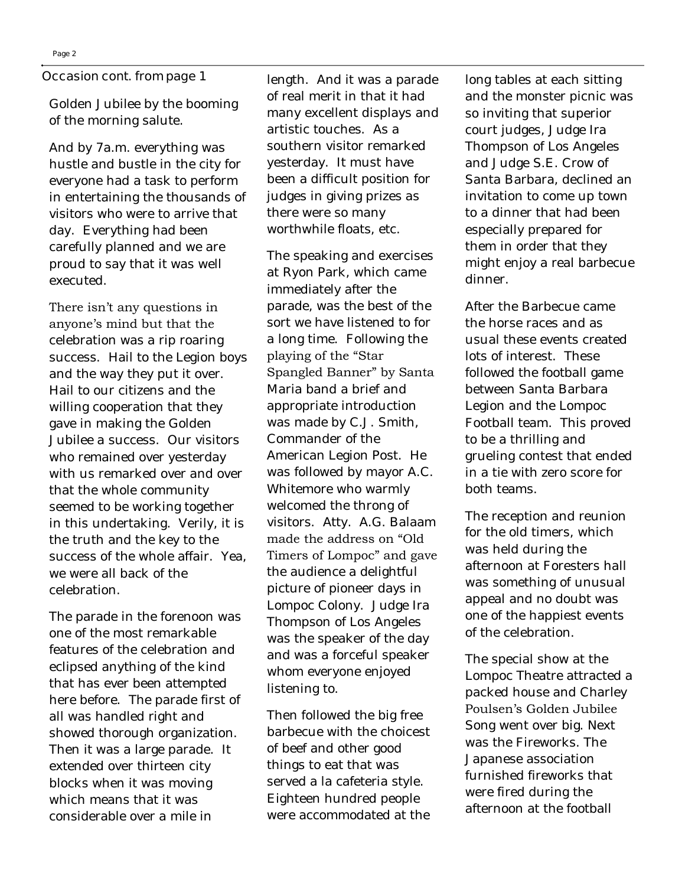Occasion cont. from page 1

Golden Jubilee by the booming of the morning salute.

And by 7a.m. everything was hustle and bustle in the city for everyone had a task to perform in entertaining the thousands of visitors who were to arrive that day. Everything had been carefully planned and we are proud to say that it was well executed.

There isn't any questions in anyone's mind but that the celebration was a rip roaring success. Hail to the Legion boys and the way they put it over. Hail to our citizens and the willing cooperation that they gave in making the Golden Jubilee a success. Our visitors who remained over yesterday with us remarked over and over that the whole community seemed to be working together in this undertaking. Verily, it is the truth and the key to the success of the whole affair. Yea, we were all back of the celebration.

The parade in the forenoon was one of the most remarkable features of the celebration and eclipsed anything of the kind that has ever been attempted here before. The parade first of all was handled right and showed thorough organization. Then it was a large parade. It extended over thirteen city blocks when it was moving which means that it was considerable over a mile in length. And it was a parade of real merit in that it had many excellent displays and artistic touches. As a southern visitor remarked yesterday. It must have been a difficult position for judges in giving prizes as there were so many worthwhile floats, etc.

The speaking and exercises at Ryon Park, which came immediately after the parade, was the best of the sort we have listened to for a long time. Following the playing of the "Star Spangled Banner" by Santa Maria band a brief and appropriate introduction was made by C.J. Smith, Commander of the American Legion Post. He was followed by mayor A.C. Whitemore who warmly welcomed the throng of visitors. Atty. A.G. Balaam made the address on "Old Timers of Lompoc" and gave the audience a delightful picture of pioneer days in Lompoc Colony. Judge Ira Thompson of Los Angeles was the speaker of the day and was a forceful speaker whom everyone enjoyed listening to.

Then followed the big free barbecue with the choicest of beef and other good things to eat that was served a la cafeteria style. Eighteen hundred people were accommodated at the long tables at each sitting and the monster picnic was so inviting that superior court judges, Judge Ira Thompson of Los Angeles and Judge S.E. Crow of Santa Barbara, declined an invitation to come up town to a dinner that had been especially prepared for them in order that they might enjoy a real barbecue dinner.

After the Barbecue came the horse races and as usual these events created lots of interest. These followed the football game between Santa Barbara Legion and the Lompoc Football team. This proved to be a thrilling and grueling contest that ended in a tie with zero score for both teams.

The reception and reunion for the old timers, which was held during the afternoon at Foresters hall was something of unusual appeal and no doubt was one of the happiest events of the celebration.

The special show at the Lompoc Theatre attracted a packed house and Charley Poulsen's Golden Jubilee Song went over big. Next was the Fireworks. The Japanese association furnished fireworks that were fired during the afternoon at the football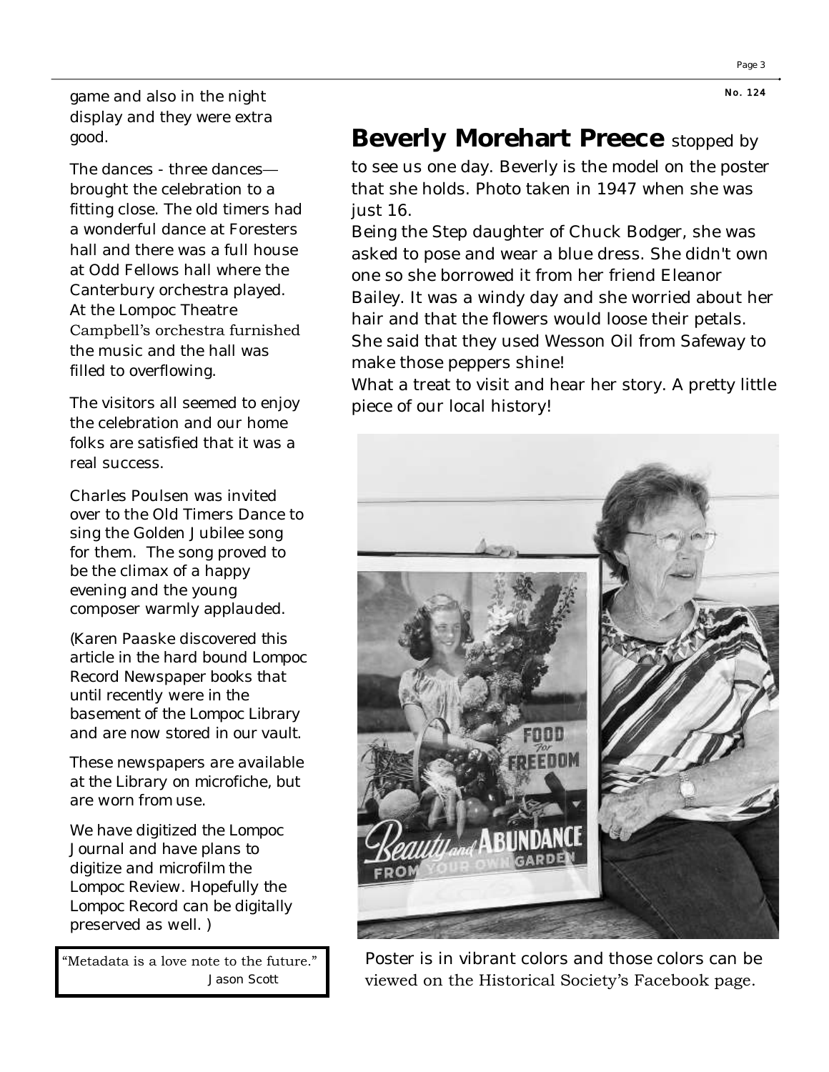game and also in the night display and they were extra good.

The dances - three dances—brought the celebration to a fitting close. The old timers had a wonderful dance at Foresters hall and there was a full house at Odd Fellows hall where the Canterbury orchestra played. At the Lompoc Theatre Campbell's orchestra furnished the music and the hall was filled to overflowing.

The visitors all seemed to enjoy the celebration and our home folks are satisfied that it was a real success.

Charles Poulsen was invited over to the Old Timers Dance to sing the Golden Jubilee song for them. The song proved to be the climax of a happy evening and the young composer warmly applauded.

(Karen Paaske discovered this article in the hard bound Lompoc Record Newspaper books that until recently were in the basement of the Lompoc Library and are now stored in our vault.

These newspapers are available at the Library on microfiche, but are worn from use.

We have digitized the Lompoc Journal and have plans to digitize and microfilm the Lompoc Review. Hopefully the Lompoc Record can be digitally preserved as well. )

"Metadata is a love note to the future."
Jason Scott

## **Beverly Morehart Preece** stopped by

to see us one day. Beverly is the model on the poster that she holds. Photo taken in 1947 when she was just 16.

Being the Step daughter of Chuck Bodger, she was asked to pose and wear a blue dress. She didn't own one so she borrowed it from her friend Eleanor Bailey. It was a windy day and she worried about her hair and that the flowers would loose their petals. She said that they used Wesson Oil from Safeway to make those peppers shine!

What a treat to visit and hear her story. A pretty little piece of our local history!

Poster is in vibrant colors and those colors can be viewed on the Historical Society's Facebook page.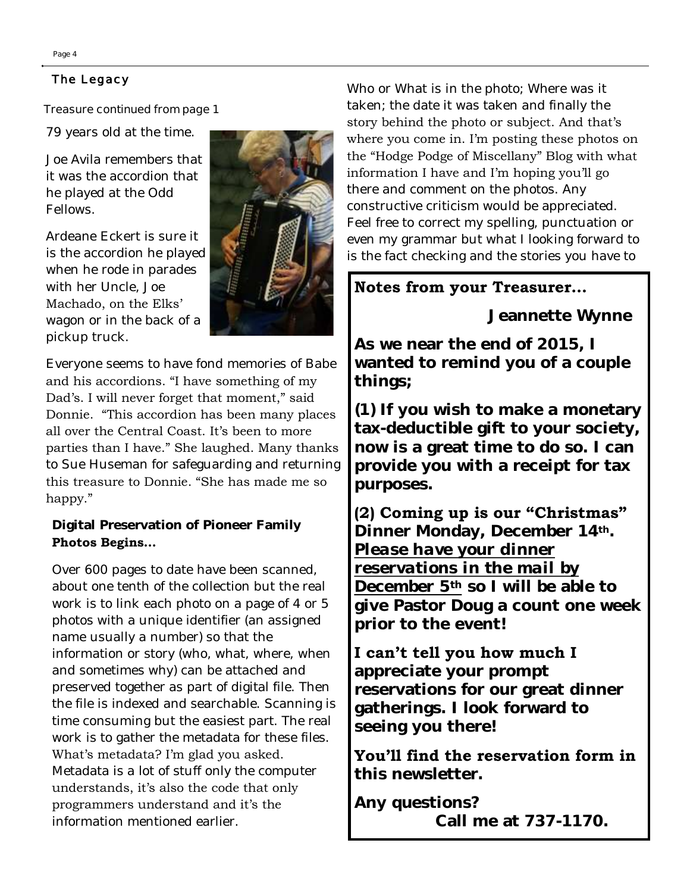Treasure continued from page 1

79 years old at the time.

Joe Avila remembers that it was the accordion that he played at the Odd Fellows.

Ardeane Eckert is sure it is the accordion he played when he rode in parades with her Uncle, Joe Machado, on the Elks' wagon or in the back of a pickup truck.

Everyone seems to have fond memories of Babe and his accordions. "I have something of my Dad's. I will never forget that moment," said Donnie. "This accordion has been many places all over the Central Coast. It's been to more parties than I have." She laughed. Many thanks to Sue Huseman for safeguarding and returning this treasure to Donnie. "She has made me so happy."

**Digital Preservation of Pioneer Family Photos Begins…**

Over 600 pages to date have been scanned, about one tenth of the collection but the real work is to link each photo on a page of 4 or 5 photos with a unique identifier (an assigned name usually a number) so that the information or story (who, what, where, when and sometimes why) can be attached and preserved together as part of digital file. Then the file is indexed and searchable. Scanning is time consuming but the easiest part. The real work is to gather the metadata for these files. What's metadata? I'm glad you asked. Metadata is a lot of stuff only the computer understands, it's also the code that only programmers understand and it's the information mentioned earlier. Who or What is in the photo; Where was it taken; the date it was taken and finally the story behind the photo or subject. And that's where you come in. I'm posting these photos on the "Hodge Podge of Miscellany" Blog with what information I have and I'm hoping you'll go there and comment on the photos. Any constructive criticism would be appreciated. Feel free to correct my spelling, punctuation or even my grammar but what I looking forward to is the fact checking and the stories you have to

---

**Notes from your Treasurer…**

**Jeannette Wynne**

**As we near the end of 2015, I wanted to remind you of a couple things;**

**(1) If you wish to make a monetary tax-deductible gift to your society, now is a great time to do so. I can provide you with a receipt for tax purposes.**

**(2) Coming up is our "Christmas" Dinner Monday, December 14th. *Please have your dinner reservations in the mail by December 5th* so I will be able to give Pastor Doug a count one week prior to the event!**

**I can't tell you how much I appreciate your prompt reservations for our great dinner gatherings. I look forward to seeing you there!**

**You'll find the reservation form in this newsletter.**

**Any questions?**
**Call me at 737-1170.**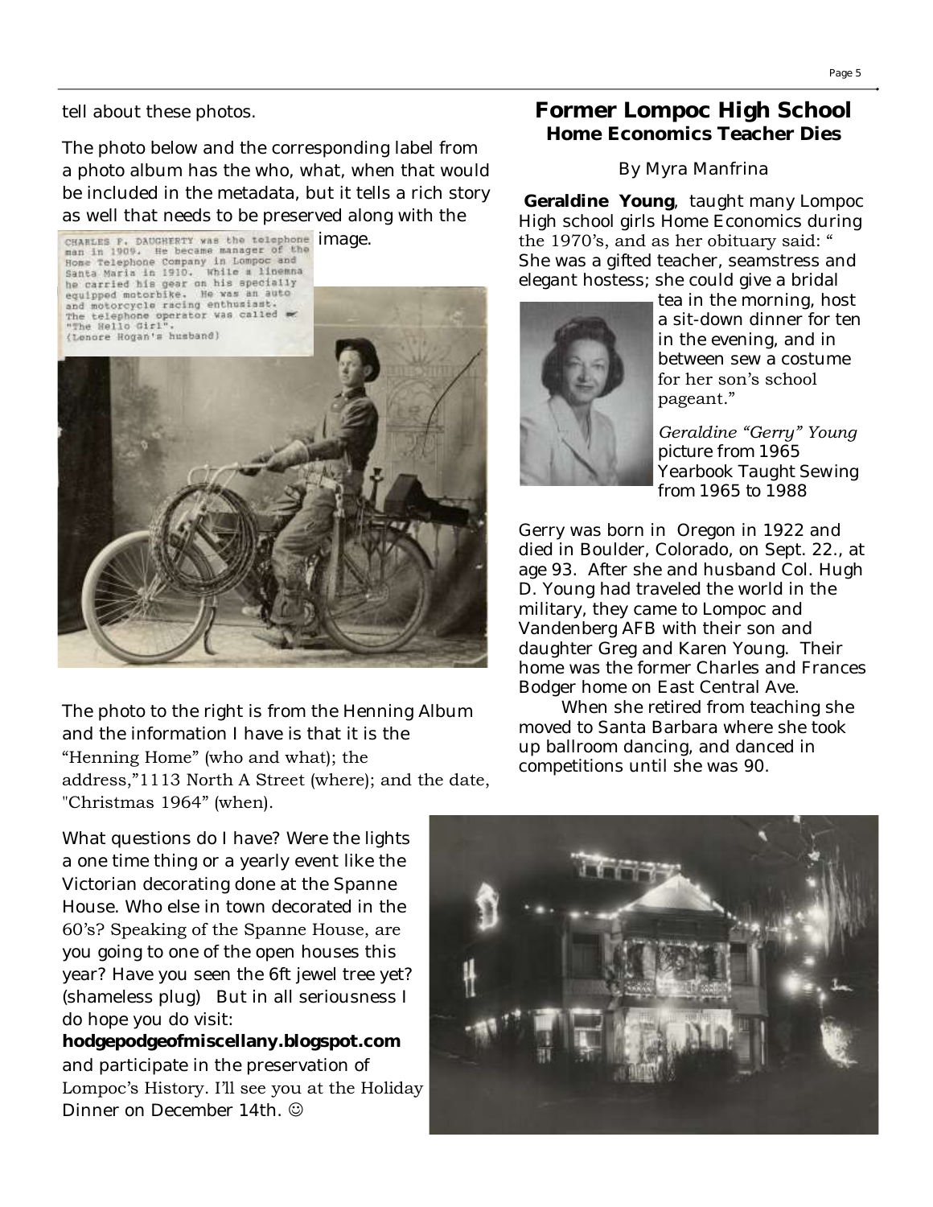tell about these photos.

The photo below and the corresponding label from a photo album has the who, what, when that would be included in the metadata, but it tells a rich story as well that needs to be preserved along with the image.

CHARLES F. DAUGHERTY was the telephone man in 1909. He became manager of the Home Telephone Company in Lompoc and Santa Maria in 1910. While a linemna he carried his gear on his specially equipped motorbike. He was an auto and motorcycle racing enthusiast. The telephone operator was called "The Hello Girl". (Lenore Hogan's husband)

The photo to the right is from the Henning Album and the information I have is that it is the "Henning Home" (who and what); the address,"1113 North A Street (where); and the date, "Christmas 1964" (when).

What questions do I have? Were the lights a one time thing or a yearly event like the Victorian decorating done at the Spanne House. Who else in town decorated in the 60's? Speaking of the Spanne House, are you going to one of the open houses this year? Have you seen the 6ft jewel tree yet? (shameless plug) But in all seriousness I do hope you do visit:

**hodgepodgeofmiscellany.blogspot.com**

and participate in the preservation of Lompoc's History. I'll see you at the Holiday Dinner on December 14th. ☺

## Former Lompoc High School

### Home Economics Teacher Dies

By Myra Manfrina

**Geraldine Young**, taught many Lompoc High school girls Home Economics during the 1970's, and as her obituary said: " She was a gifted teacher, seamstress and elegant hostess; she could give a bridal tea in the morning, host a sit-down dinner for ten in the evening, and in between sew a costume for her son's school pageant."

*Geraldine "Gerry" Young* picture from 1965 Yearbook Taught Sewing from 1965 to 1988

Gerry was born in Oregon in 1922 and died in Boulder, Colorado, on Sept. 22., at age 93. After she and husband Col. Hugh D. Young had traveled the world in the military, they came to Lompoc and Vandenberg AFB with their son and daughter Greg and Karen Young. Their home was the former Charles and Frances Bodger home on East Central Ave.

When she retired from teaching she moved to Santa Barbara where she took up ballroom dancing, and danced in competitions until she was 90.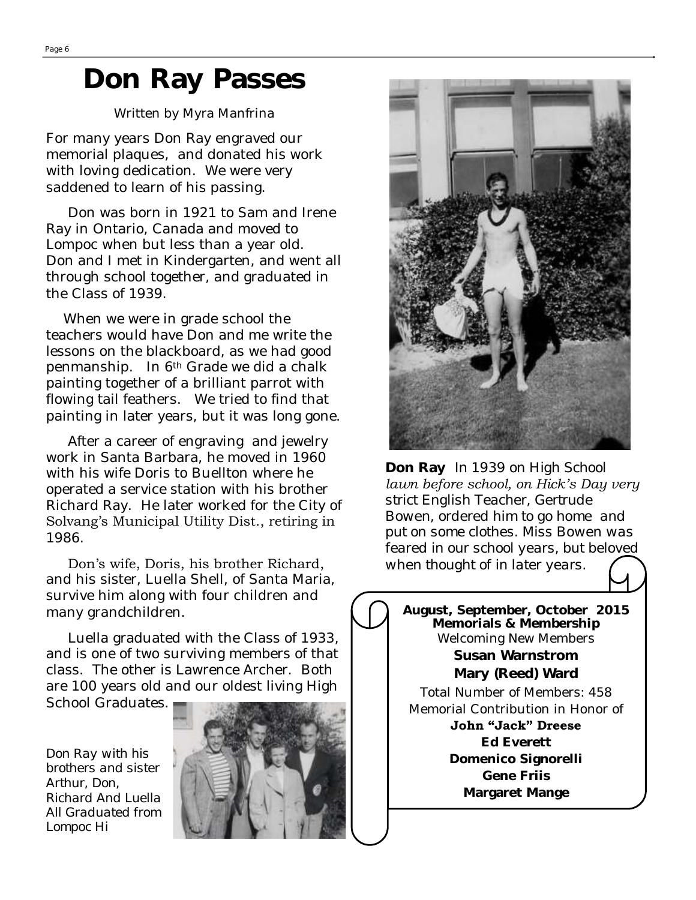# Don Ray Passes

Written by Myra Manfrina

For many years Don Ray engraved our memorial plaques, and donated his work with loving dedication. We were very saddened to learn of his passing.

Don was born in 1921 to Sam and Irene Ray in Ontario, Canada and moved to Lompoc when but less than a year old. Don and I met in Kindergarten, and went all through school together, and graduated in the Class of 1939.

When we were in grade school the teachers would have Don and me write the lessons on the blackboard, as we had good penmanship. In 6th Grade we did a chalk painting together of a brilliant parrot with flowing tail feathers. We tried to find that painting in later years, but it was long gone.

After a career of engraving and jewelry work in Santa Barbara, he moved in 1960 with his wife Doris to Buellton where he operated a service station with his brother Richard Ray. He later worked for the City of Solvang's Municipal Utility Dist., retiring in 1986.

Don's wife, Doris, his brother Richard, and his sister, Luella Shell, of Santa Maria, survive him along with four children and many grandchildren.

Luella graduated with the Class of 1933, and is one of two surviving members of that class. The other is Lawrence Archer. Both are 100 years old and our oldest living High School Graduates.

Don Ray with his brothers and sister Arthur, Don, Richard And Luella All Graduated from Lompoc Hi

**Don Ray** In 1939 on High School *lawn before school, on Hick's Day very* strict English Teacher, Gertrude Bowen, ordered him to go home and put on some clothes. Miss Bowen was feared in our school years, but beloved when thought of in later years.

**August, September, October 2015**
**Memorials & Membership**

Welcoming New Members

**Susan Warnstrom**

**Mary (Reed) Ward**

Total Number of Members: 458

Memorial Contribution in Honor of

**John "Jack" Dreese**

**Ed Everett**

**Domenico Signorelli**

**Gene Friis**

**Margaret Mange**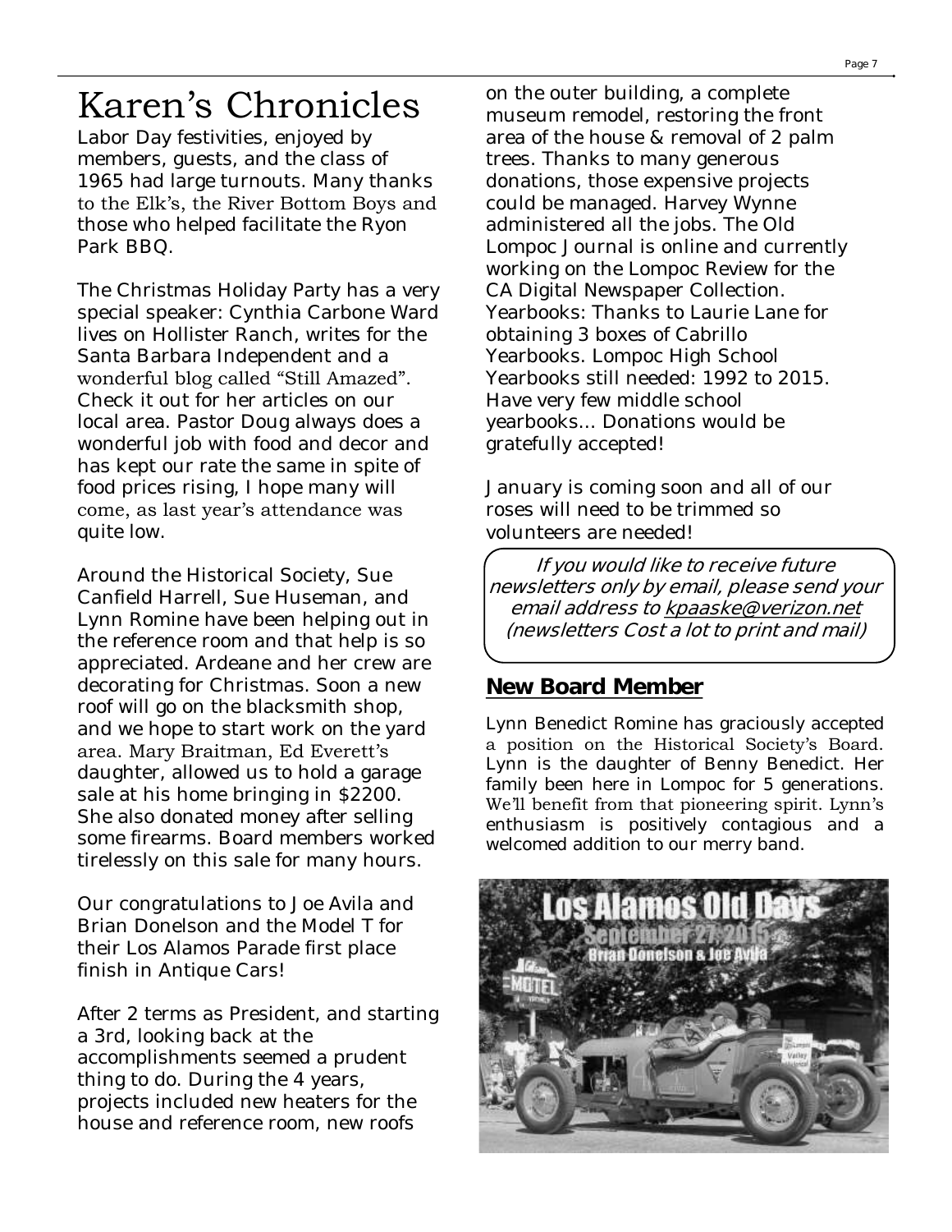# Karen's Chronicles

Labor Day festivities, enjoyed by members, guests, and the class of 1965 had large turnouts. Many thanks to the Elk's, the River Bottom Boys and those who helped facilitate the Ryon Park BBQ.

The Christmas Holiday Party has a very special speaker: Cynthia Carbone Ward lives on Hollister Ranch, writes for the Santa Barbara Independent and a wonderful blog called "Still Amazed". Check it out for her articles on our local area. Pastor Doug always does a wonderful job with food and decor and has kept our rate the same in spite of food prices rising, I hope many will come, as last year's attendance was quite low.

Around the Historical Society, Sue Canfield Harrell, Sue Huseman, and Lynn Romine have been helping out in the reference room and that help is so appreciated. Ardeane and her crew are decorating for Christmas. Soon a new roof will go on the blacksmith shop, and we hope to start work on the yard area. Mary Braitman, Ed Everett's daughter, allowed us to hold a garage sale at his home bringing in $2200. She also donated money after selling some firearms. Board members worked tirelessly on this sale for many hours.

Our congratulations to Joe Avila and Brian Donelson and the Model T for their Los Alamos Parade first place finish in Antique Cars!

After 2 terms as President, and starting a 3rd, looking back at the accomplishments seemed a prudent thing to do. During the 4 years, projects included new heaters for the house and reference room, new roofs on the outer building, a complete museum remodel, restoring the front area of the house & removal of 2 palm trees. Thanks to many generous donations, those expensive projects could be managed. Harvey Wynne administered all the jobs. The Old Lompoc Journal is online and currently working on the Lompoc Review for the CA Digital Newspaper Collection. Yearbooks: Thanks to Laurie Lane for obtaining 3 boxes of Cabrillo Yearbooks. Lompoc High School Yearbooks still needed: 1992 to 2015. Have very few middle school yearbooks... Donations would be gratefully accepted!

January is coming soon and all of our roses will need to be trimmed so volunteers are needed!

*If you would like to receive future newsletters only by email, please send your email address to kpaaske@verizon.net (newsletters Cost a lot to print and mail)*

## New Board Member

Lynn Benedict Romine has graciously accepted a position on the Historical Society's Board. Lynn is the daughter of Benny Benedict. Her family been here in Lompoc for 5 generations. We'll benefit from that pioneering spirit. Lynn's enthusiasm is positively contagious and a welcomed addition to our merry band.

Los Alamos Old Days
September 27, 2015
Brian Donelson & Joe Avila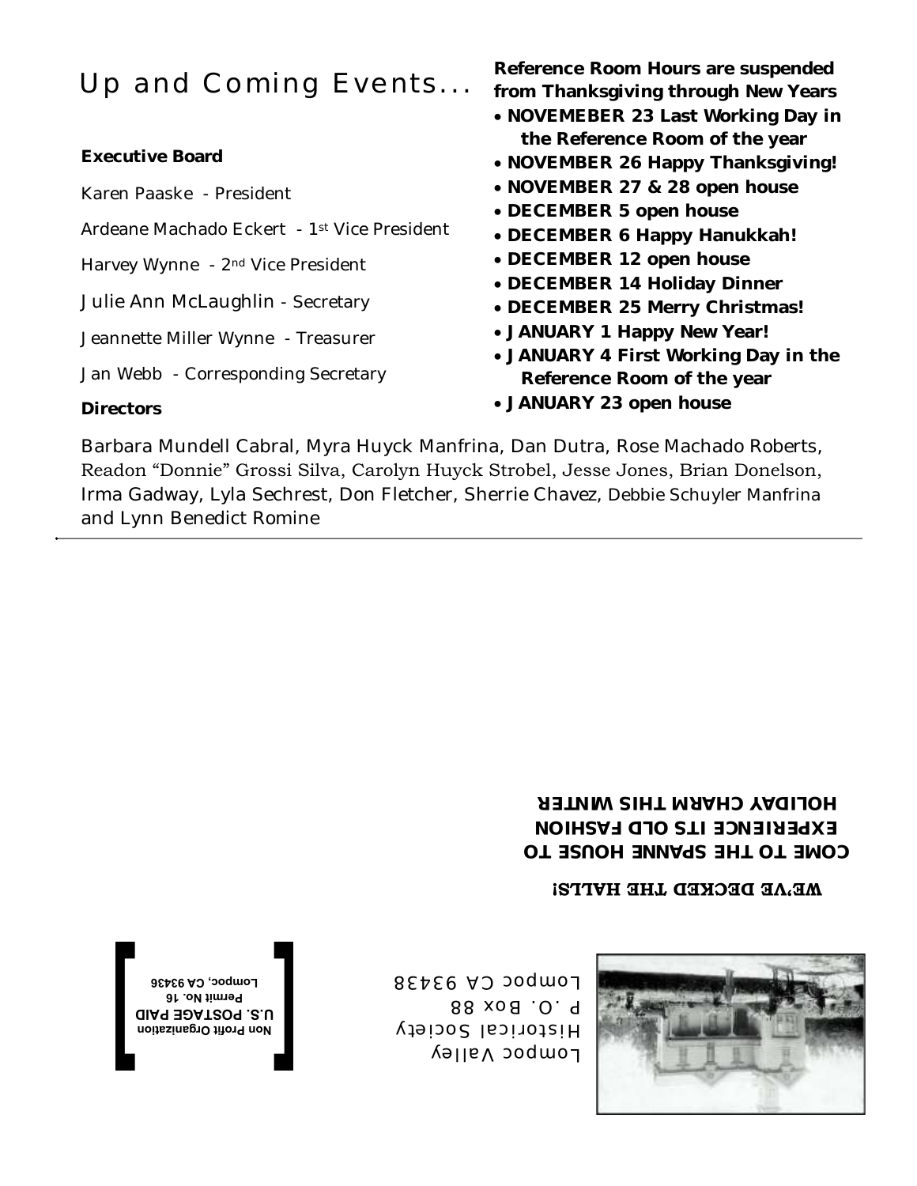# Up and Coming Events...

**Executive Board**

Karen Paaske - President

Ardeane Machado Eckert - 1st Vice President

Harvey Wynne - 2nd Vice President

Julie Ann McLaughlin - Secretary

Jeannette Miller Wynne - Treasurer

Jan Webb - Corresponding Secretary

**Directors**

**Reference Room Hours are suspended from Thanksgiving through New Years**

- **NOVEMEBER 23 Last Working Day in the Reference Room of the year**
- **NOVEMBER 26 Happy Thanksgiving!**
- **NOVEMBER 27 & 28 open house**
- **DECEMBER 5 open house**
- **DECEMBER 6 Happy Hanukkah!**
- **DECEMBER 12 open house**
- **DECEMBER 14 Holiday Dinner**
- **DECEMBER 25 Merry Christmas!**
- **JANUARY 1 Happy New Year!**
- **JANUARY 4 First Working Day in the Reference Room of the year**
- **JANUARY 23 open house**

Barbara Mundell Cabral, Myra Huyck Manfrina, Dan Dutra, Rose Machado Roberts, Readon "Donnie" Grossi Silva, Carolyn Huyck Strobel, Jesse Jones, Brian Donelson, Irma Gadway, Lyla Sechrest, Don Fletcher, Sherrie Chavez, Debbie Schuyler Manfrina and Lynn Benedict Romine

---

**WE'VE DECKED THE HALLS!**

**COME TO THE SPANNE HOUSE TO EXPERIENCE ITS OLD FASHION HOLIDAY CHARM THIS WINTER**

Lompoc Valley
Historical Society
P.O. Box 88
Lompoc CA 93438

**Non Profit Organization**
**U.S. POSTAGE PAID**
**Permit No. 16**
**Lompoc, CA 93436**